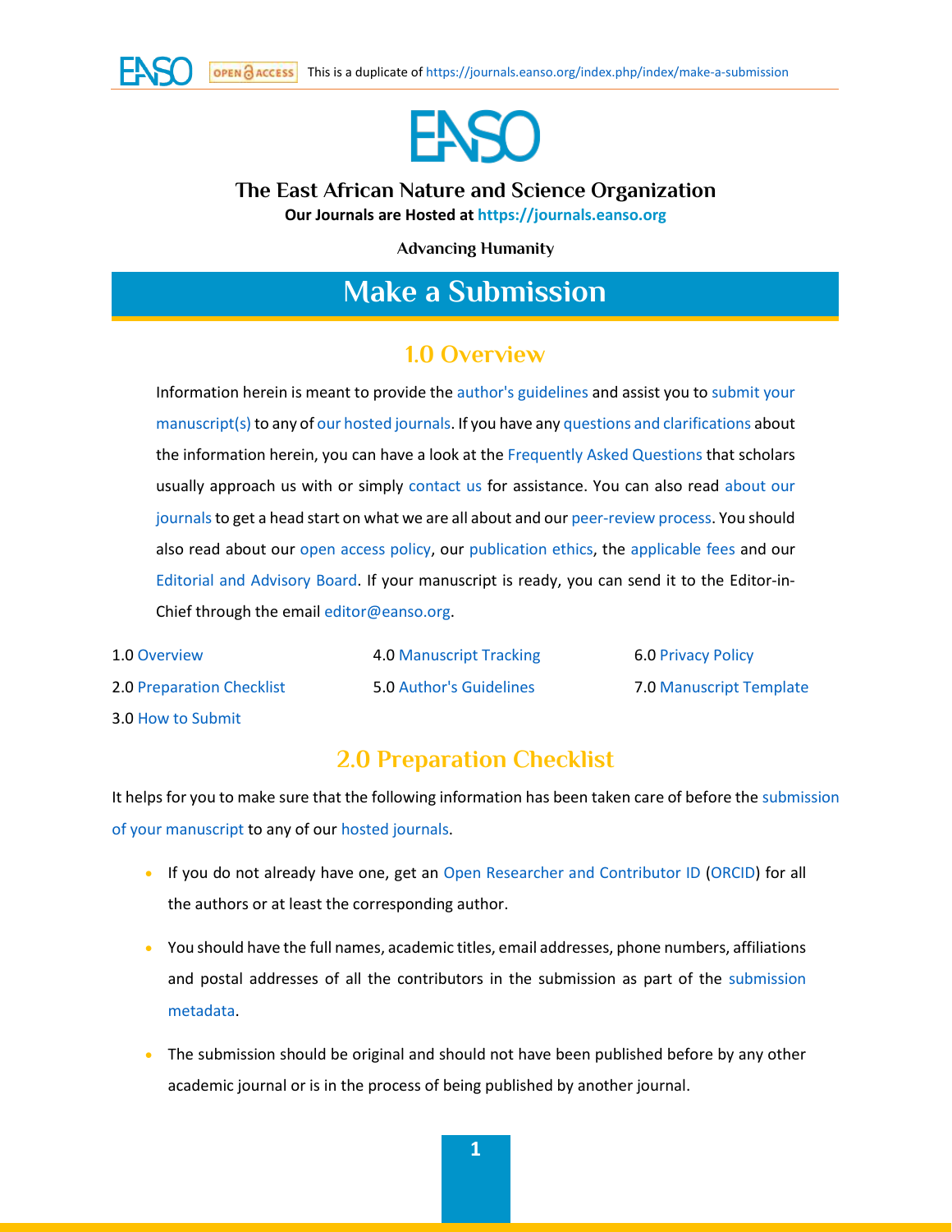This is a duplicate of https://journals.eanso.org/index.php/index/make-a-submission

# The East African Nature and Science Organization

**Our Journals are Hosted at https://journals.eanso.org**

**Advancing Humanity**

# Make a Submission

## 1.0 Overview

Information herein is meant to provide the author's guidelines and assist you to submit your manuscript(s) to any of our hosted journals. If you have any questions and clarifications about the information herein, you can have a look at the Frequently Asked Questions that scholars usually approach us with or simply contact us for assistance. You can also read about our journals to get a head start on what we are all about and our peer-review process. You should also read about our open access policy, our publication ethics, the applicable fees and our Editorial and Advisory Board. If your manuscript is ready, you can send it to the Editor-in-Chief through the email editor@eanso.org.

- 1.0 Overview
- 2.0 Preparation Checklist
- 3.0 How to Submit
- 4.0 Manuscript Tracking
- 5.0 Author's Guidelines
- 6.0 Privacy Policy
- 7.0 Manuscript Template

## 2.0 Preparation Checklist

It helps for you to make sure that the following information has been taken care of before the submission of your manuscript to any of our hosted journals.

- If you do not already have one, get an Open Researcher and Contributor ID (ORCID) for all the authors or at least the corresponding author.
- You should have the full names, academic titles, email addresses, phone numbers, affiliations and postal addresses of all the contributors in the submission as part of the submission metadata.
- The submission should be original and should not have been published before by any other academic journal or is in the process of being published by another journal.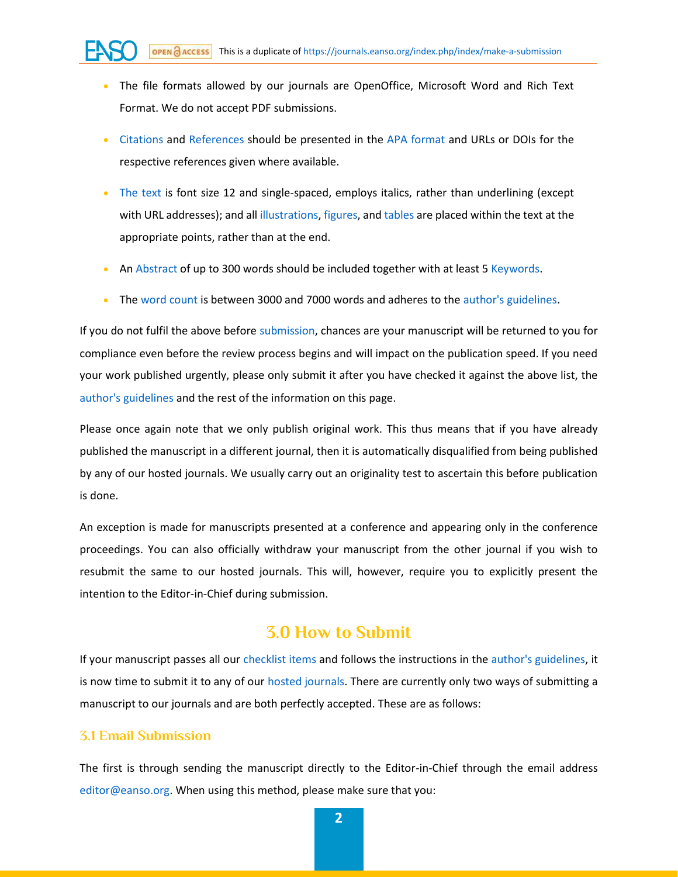- The file formats allowed by our journals are OpenOffice, Microsoft Word and Rich Text Format. We do not accept PDF submissions.
- Citations and References should be presented in the APA format and URLs or DOIs for the respective references given where available.
- The text is font size 12 and single-spaced, employs italics, rather than underlining (except with URL addresses); and all illustrations, figures, and tables are placed within the text at the appropriate points, rather than at the end.
- An Abstract of up to 300 words should be included together with at least 5 Keywords.
- The word count is between 3000 and 7000 words and adheres to the author's guidelines.

If you do not fulfil the above before submission, chances are your manuscript will be returned to you for compliance even before the review process begins and will impact on the publication speed. If you need your work published urgently, please only submit it after you have checked it against the above list, the author's guidelines and the rest of the information on this page.

Please once again note that we only publish original work. This thus means that if you have already published the manuscript in a different journal, then it is automatically disqualified from being published by any of our hosted journals. We usually carry out an originality test to ascertain this before publication is done.

An exception is made for manuscripts presented at a conference and appearing only in the conference proceedings. You can also officially withdraw your manuscript from the other journal if you wish to resubmit the same to our hosted journals. This will, however, require you to explicitly present the intention to the Editor-in-Chief during submission.

## 3.0 How to Submit

If your manuscript passes all our checklist items and follows the instructions in the author's guidelines, it is now time to submit it to any of our hosted journals. There are currently only two ways of submitting a manuscript to our journals and are both perfectly accepted. These are as follows:

### 3.1 Email Submission

The first is through sending the manuscript directly to the Editor-in-Chief through the email address editor@eanso.org. When using this method, please make sure that you: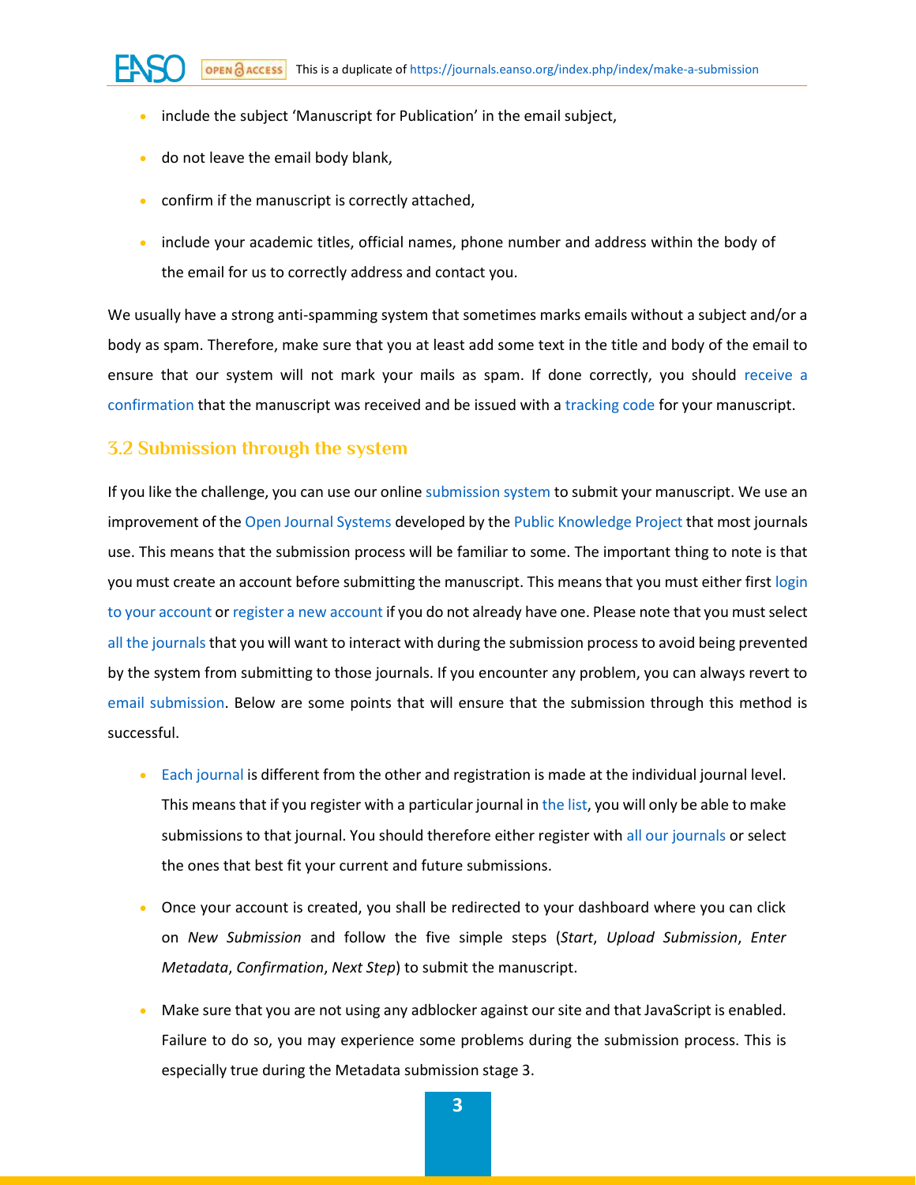- include the subject 'Manuscript for Publication' in the email subject,
- do not leave the email body blank,
- confirm if the manuscript is correctly attached,
- include your academic titles, official names, phone number and address within the body of the email for us to correctly address and contact you.

We usually have a strong anti-spamming system that sometimes marks emails without a subject and/or a body as spam. Therefore, make sure that you at least add some text in the title and body of the email to ensure that our system will not mark your mails as spam. If done correctly, you should receive a confirmation that the manuscript was received and be issued with a tracking code for your manuscript.

## 3.2 Submission through the system

If you like the challenge, you can use our online submission system to submit your manuscript. We use an improvement of the Open Journal Systems developed by the Public Knowledge Project that most journals use. This means that the submission process will be familiar to some. The important thing to note is that you must create an account before submitting the manuscript. This means that you must either first login to your account or register a new account if you do not already have one. Please note that you must select all the journals that you will want to interact with during the submission process to avoid being prevented by the system from submitting to those journals. If you encounter any problem, you can always revert to email submission. Below are some points that will ensure that the submission through this method is successful.

- Each journal is different from the other and registration is made at the individual journal level. This means that if you register with a particular journal in the list, you will only be able to make submissions to that journal. You should therefore either register with all our journals or select the ones that best fit your current and future submissions.
- Once your account is created, you shall be redirected to your dashboard where you can click on *New Submission* and follow the five simple steps (*Start*, *Upload Submission*, *Enter Metadata*, *Confirmation*, *Next Step*) to submit the manuscript.
- Make sure that you are not using any adblocker against our site and that JavaScript is enabled. Failure to do so, you may experience some problems during the submission process. This is especially true during the Metadata submission stage 3.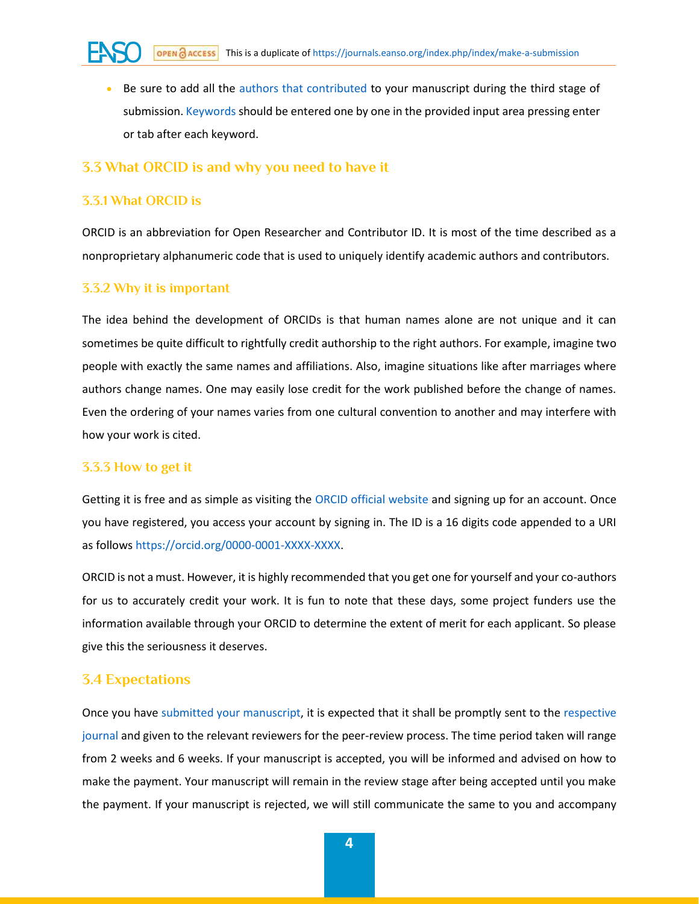- Be sure to add all the authors that contributed to your manuscript during the third stage of submission. Keywords should be entered one by one in the provided input area pressing enter or tab after each keyword.

## 3.3 What ORCID is and why you need to have it

### 3.3.1 What ORCID is

ORCID is an abbreviation for Open Researcher and Contributor ID. It is most of the time described as a nonproprietary alphanumeric code that is used to uniquely identify academic authors and contributors.

### 3.3.2 Why it is important

The idea behind the development of ORCIDs is that human names alone are not unique and it can sometimes be quite difficult to rightfully credit authorship to the right authors. For example, imagine two people with exactly the same names and affiliations. Also, imagine situations like after marriages where authors change names. One may easily lose credit for the work published before the change of names. Even the ordering of your names varies from one cultural convention to another and may interfere with how your work is cited.

### 3.3.3 How to get it

Getting it is free and as simple as visiting the ORCID official website and signing up for an account. Once you have registered, you access your account by signing in. The ID is a 16 digits code appended to a URI as follows https://orcid.org/0000-0001-XXXX-XXXX.

ORCID is not a must. However, it is highly recommended that you get one for yourself and your co-authors for us to accurately credit your work. It is fun to note that these days, some project funders use the information available through your ORCID to determine the extent of merit for each applicant. So please give this the seriousness it deserves.

## 3.4 Expectations

Once you have submitted your manuscript, it is expected that it shall be promptly sent to the respective journal and given to the relevant reviewers for the peer-review process. The time period taken will range from 2 weeks and 6 weeks. If your manuscript is accepted, you will be informed and advised on how to make the payment. Your manuscript will remain in the review stage after being accepted until you make the payment. If your manuscript is rejected, we will still communicate the same to you and accompany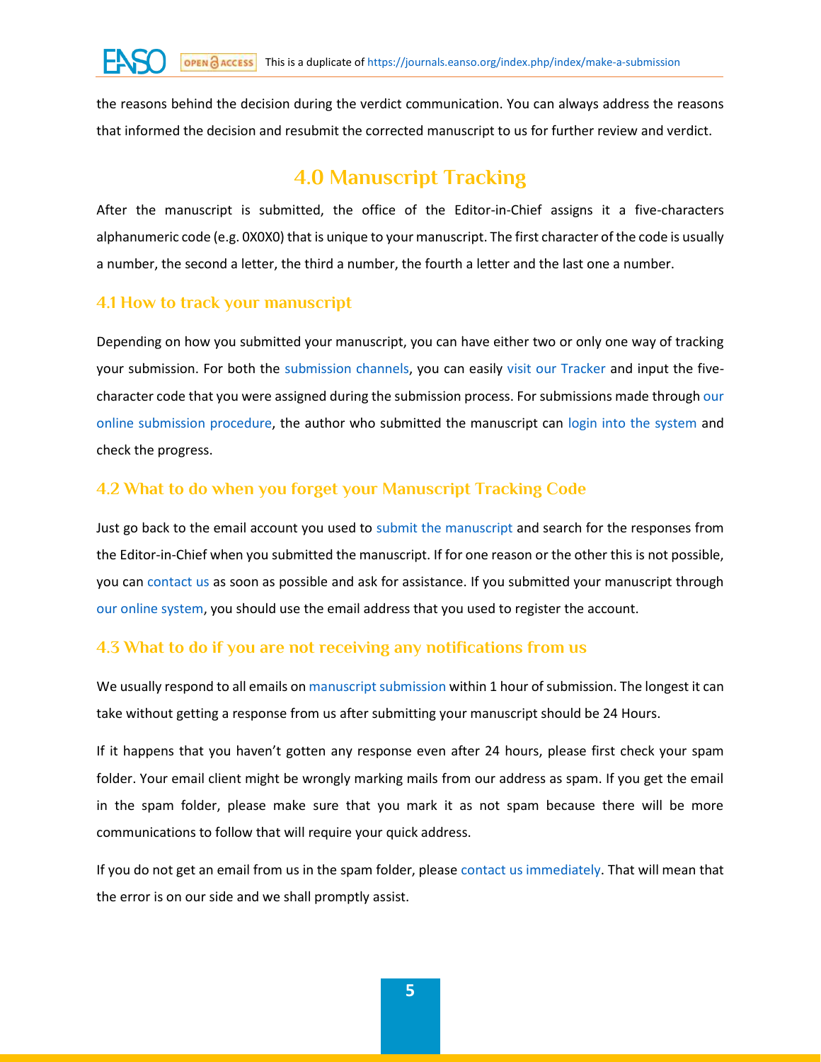the reasons behind the decision during the verdict communication. You can always address the reasons that informed the decision and resubmit the corrected manuscript to us for further review and verdict.

# 4.0 Manuscript Tracking

After the manuscript is submitted, the office of the Editor-in-Chief assigns it a five-characters alphanumeric code (e.g. 0X0X0) that is unique to your manuscript. The first character of the code is usually a number, the second a letter, the third a number, the fourth a letter and the last one a number.

## 4.1 How to track your manuscript

Depending on how you submitted your manuscript, you can have either two or only one way of tracking your submission. For both the submission channels, you can easily visit our Tracker and input the five-character code that you were assigned during the submission process. For submissions made through our online submission procedure, the author who submitted the manuscript can login into the system and check the progress.

## 4.2 What to do when you forget your Manuscript Tracking Code

Just go back to the email account you used to submit the manuscript and search for the responses from the Editor-in-Chief when you submitted the manuscript. If for one reason or the other this is not possible, you can contact us as soon as possible and ask for assistance. If you submitted your manuscript through our online system, you should use the email address that you used to register the account.

## 4.3 What to do if you are not receiving any notifications from us

We usually respond to all emails on manuscript submission within 1 hour of submission. The longest it can take without getting a response from us after submitting your manuscript should be 24 Hours.

If it happens that you haven't gotten any response even after 24 hours, please first check your spam folder. Your email client might be wrongly marking mails from our address as spam. If you get the email in the spam folder, please make sure that you mark it as not spam because there will be more communications to follow that will require your quick address.

If you do not get an email from us in the spam folder, please contact us immediately. That will mean that the error is on our side and we shall promptly assist.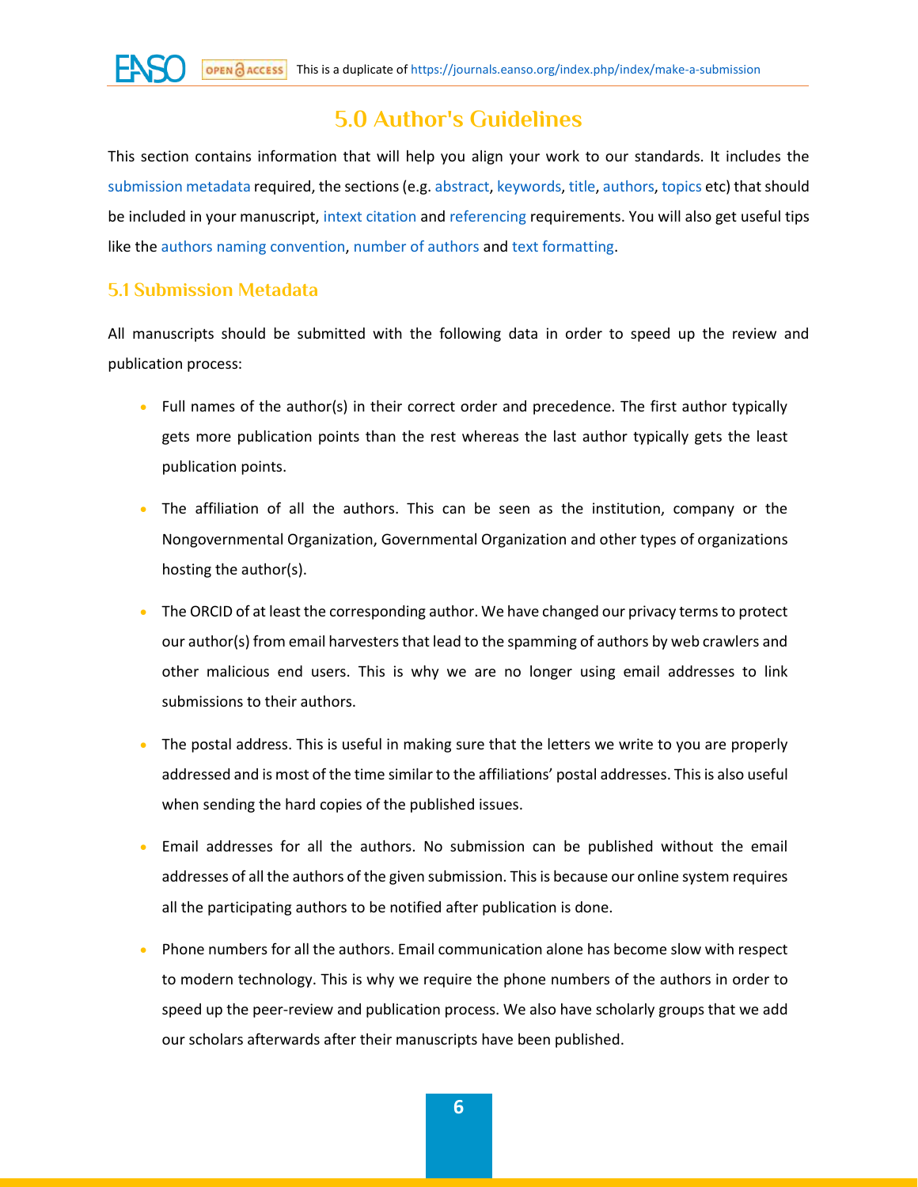# 5.0 Author's Guidelines

This section contains information that will help you align your work to our standards. It includes the submission metadata required, the sections (e.g. abstract, keywords, title, authors, topics etc) that should be included in your manuscript, intext citation and referencing requirements. You will also get useful tips like the authors naming convention, number of authors and text formatting.

## 5.1 Submission Metadata

All manuscripts should be submitted with the following data in order to speed up the review and publication process:

- Full names of the author(s) in their correct order and precedence. The first author typically gets more publication points than the rest whereas the last author typically gets the least publication points.
- The affiliation of all the authors. This can be seen as the institution, company or the Nongovernmental Organization, Governmental Organization and other types of organizations hosting the author(s).
- The ORCID of at least the corresponding author. We have changed our privacy terms to protect our author(s) from email harvesters that lead to the spamming of authors by web crawlers and other malicious end users. This is why we are no longer using email addresses to link submissions to their authors.
- The postal address. This is useful in making sure that the letters we write to you are properly addressed and is most of the time similar to the affiliations' postal addresses. This is also useful when sending the hard copies of the published issues.
- Email addresses for all the authors. No submission can be published without the email addresses of all the authors of the given submission. This is because our online system requires all the participating authors to be notified after publication is done.
- Phone numbers for all the authors. Email communication alone has become slow with respect to modern technology. This is why we require the phone numbers of the authors in order to speed up the peer-review and publication process. We also have scholarly groups that we add our scholars afterwards after their manuscripts have been published.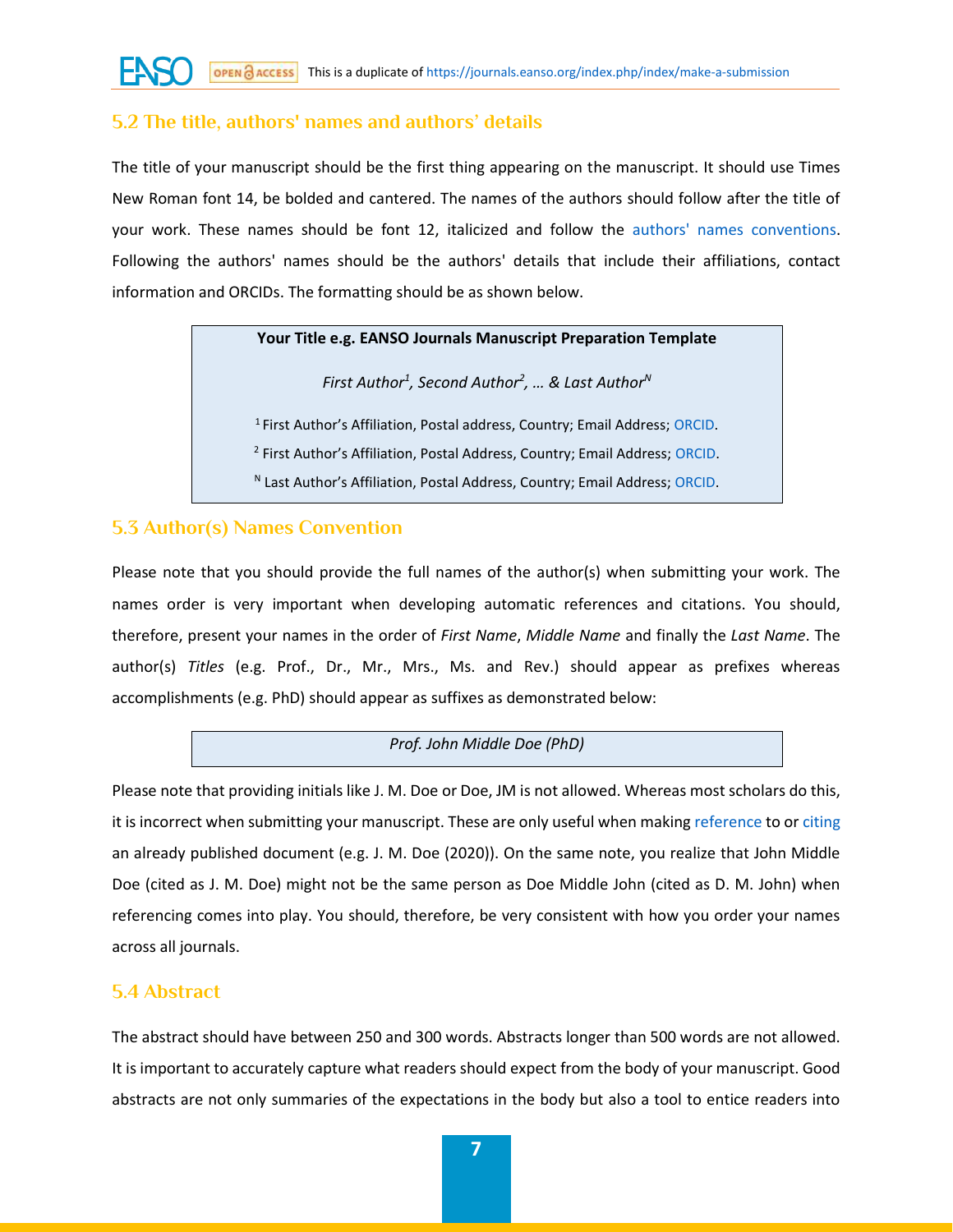## 5.2 The title, authors' names and authors' details

The title of your manuscript should be the first thing appearing on the manuscript. It should use Times New Roman font 14, be bolded and cantered. The names of the authors should follow after the title of your work. These names should be font 12, italicized and follow the authors' names conventions. Following the authors' names should be the authors' details that include their affiliations, contact information and ORCIDs. The formatting should be as shown below.

> **Your Title e.g. EANSO Journals Manuscript Preparation Template**
>
> *First Author[1], Second Author[2], … & Last Author[N]*
>
> [1] First Author's Affiliation, Postal address, Country; Email Address; ORCID.
>
> [2] First Author's Affiliation, Postal Address, Country; Email Address; ORCID.
>
> [N] Last Author's Affiliation, Postal Address, Country; Email Address; ORCID.

## 5.3 Author(s) Names Convention

Please note that you should provide the full names of the author(s) when submitting your work. The names order is very important when developing automatic references and citations. You should, therefore, present your names in the order of *First Name*, *Middle Name* and finally the *Last Name*. The author(s) *Titles* (e.g. Prof., Dr., Mr., Mrs., Ms. and Rev.) should appear as prefixes whereas accomplishments (e.g. PhD) should appear as suffixes as demonstrated below:

> *Prof. John Middle Doe (PhD)*

Please note that providing initials like J. M. Doe or Doe, JM is not allowed. Whereas most scholars do this, it is incorrect when submitting your manuscript. These are only useful when making reference to or citing an already published document (e.g. J. M. Doe (2020)). On the same note, you realize that John Middle Doe (cited as J. M. Doe) might not be the same person as Doe Middle John (cited as D. M. John) when referencing comes into play. You should, therefore, be very consistent with how you order your names across all journals.

## 5.4 Abstract

The abstract should have between 250 and 300 words. Abstracts longer than 500 words are not allowed. It is important to accurately capture what readers should expect from the body of your manuscript. Good abstracts are not only summaries of the expectations in the body but also a tool to entice readers into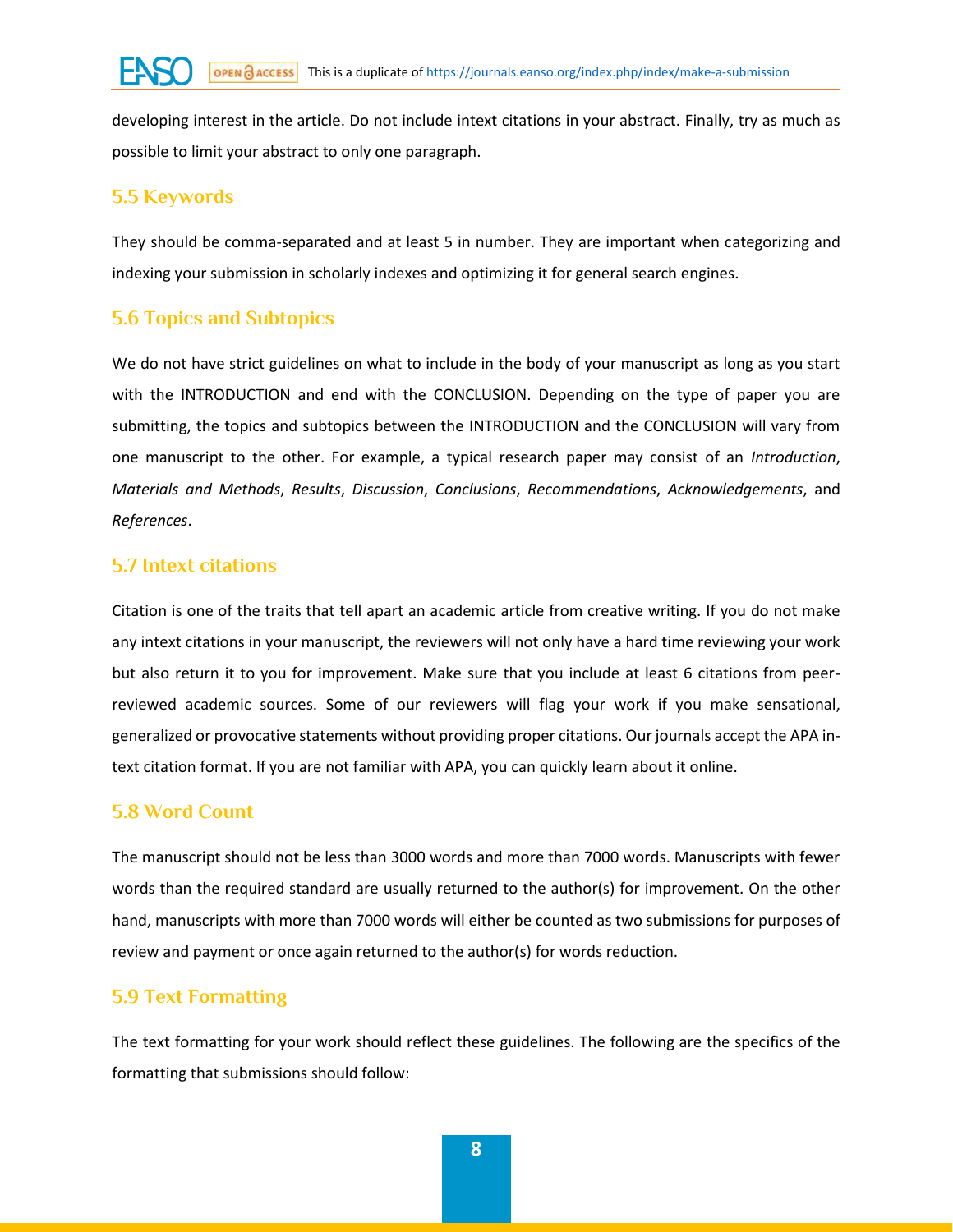developing interest in the article. Do not include intext citations in your abstract. Finally, try as much as possible to limit your abstract to only one paragraph.

### 5.5 Keywords

They should be comma-separated and at least 5 in number. They are important when categorizing and indexing your submission in scholarly indexes and optimizing it for general search engines.

### 5.6 Topics and Subtopics

We do not have strict guidelines on what to include in the body of your manuscript as long as you start with the INTRODUCTION and end with the CONCLUSION. Depending on the type of paper you are submitting, the topics and subtopics between the INTRODUCTION and the CONCLUSION will vary from one manuscript to the other. For example, a typical research paper may consist of an *Introduction*, *Materials and Methods*, *Results*, *Discussion*, *Conclusions*, *Recommendations*, *Acknowledgements*, and *References*.

### 5.7 Intext citations

Citation is one of the traits that tell apart an academic article from creative writing. If you do not make any intext citations in your manuscript, the reviewers will not only have a hard time reviewing your work but also return it to you for improvement. Make sure that you include at least 6 citations from peer-reviewed academic sources. Some of our reviewers will flag your work if you make sensational, generalized or provocative statements without providing proper citations. Our journals accept the APA in-text citation format. If you are not familiar with APA, you can quickly learn about it online.

### 5.8 Word Count

The manuscript should not be less than 3000 words and more than 7000 words. Manuscripts with fewer words than the required standard are usually returned to the author(s) for improvement. On the other hand, manuscripts with more than 7000 words will either be counted as two submissions for purposes of review and payment or once again returned to the author(s) for words reduction.

### 5.9 Text Formatting

The text formatting for your work should reflect these guidelines. The following are the specifics of the formatting that submissions should follow: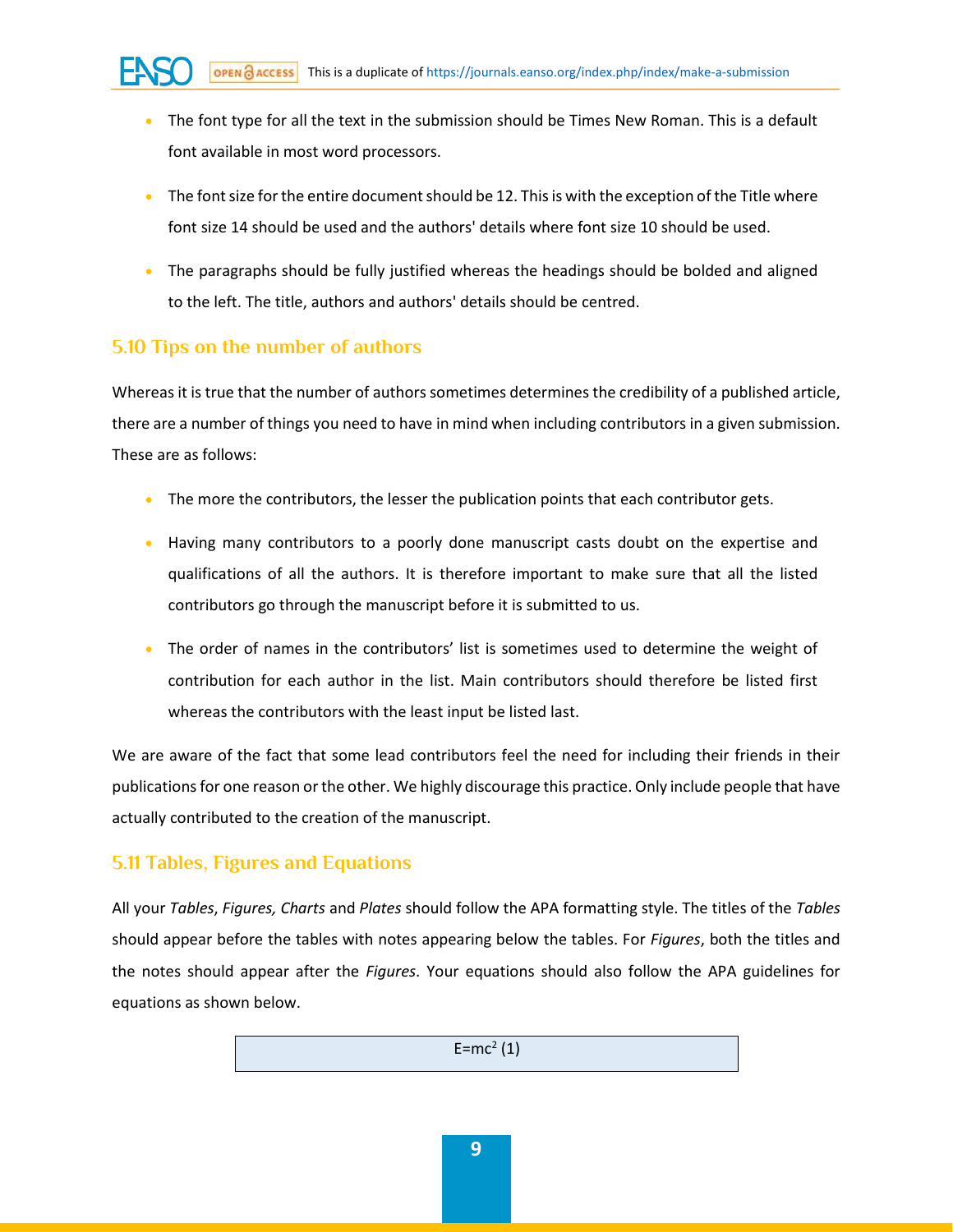- The font type for all the text in the submission should be Times New Roman. This is a default font available in most word processors.
- The font size for the entire document should be 12. This is with the exception of the Title where font size 14 should be used and the authors' details where font size 10 should be used.
- The paragraphs should be fully justified whereas the headings should be bolded and aligned to the left. The title, authors and authors' details should be centred.

## 5.10 Tips on the number of authors

Whereas it is true that the number of authors sometimes determines the credibility of a published article, there are a number of things you need to have in mind when including contributors in a given submission. These are as follows:

- The more the contributors, the lesser the publication points that each contributor gets.
- Having many contributors to a poorly done manuscript casts doubt on the expertise and qualifications of all the authors. It is therefore important to make sure that all the listed contributors go through the manuscript before it is submitted to us.
- The order of names in the contributors' list is sometimes used to determine the weight of contribution for each author in the list. Main contributors should therefore be listed first whereas the contributors with the least input be listed last.

We are aware of the fact that some lead contributors feel the need for including their friends in their publications for one reason or the other. We highly discourage this practice. Only include people that have actually contributed to the creation of the manuscript.

## 5.11 Tables, Figures and Equations

All your *Tables*, *Figures, Charts* and *Plates* should follow the APA formatting style. The titles of the *Tables* should appear before the tables with notes appearing below the tables. For *Figures*, both the titles and the notes should appear after the *Figures*. Your equations should also follow the APA guidelines for equations as shown below.

$$E=mc^2 \quad (1)$$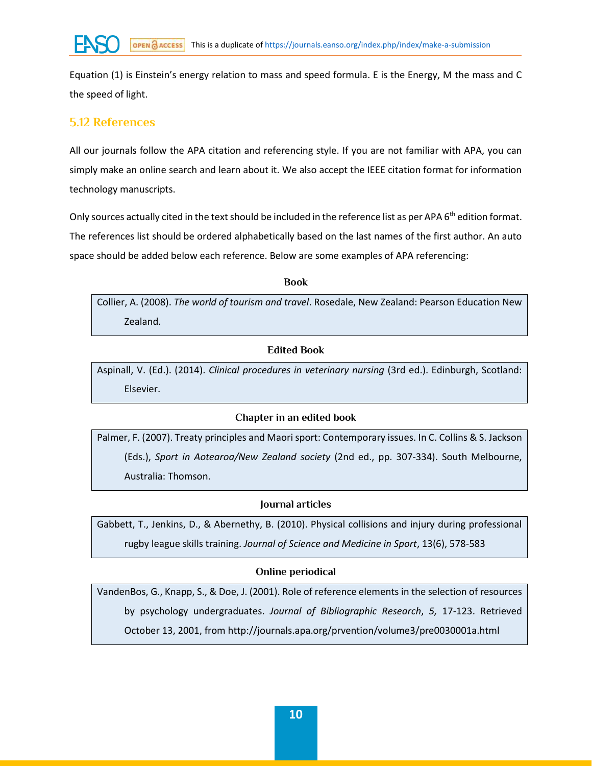Equation (1) is Einstein's energy relation to mass and speed formula. E is the Energy, M the mass and C the speed of light.

### 5.12 References

All our journals follow the APA citation and referencing style. If you are not familiar with APA, you can simply make an online search and learn about it. We also accept the IEEE citation format for information technology manuscripts.

Only sources actually cited in the text should be included in the reference list as per APA 6th edition format. The references list should be ordered alphabetically based on the last names of the first author. An auto space should be added below each reference. Below are some examples of APA referencing:

**Book**

Collier, A. (2008). *The world of tourism and travel*. Rosedale, New Zealand: Pearson Education New Zealand.

**Edited Book**

Aspinall, V. (Ed.). (2014). *Clinical procedures in veterinary nursing* (3rd ed.). Edinburgh, Scotland: Elsevier.

**Chapter in an edited book**

Palmer, F. (2007). Treaty principles and Maori sport: Contemporary issues. In C. Collins & S. Jackson (Eds.), *Sport in Aotearoa/New Zealand society* (2nd ed., pp. 307-334). South Melbourne, Australia: Thomson.

**Journal articles**

Gabbett, T., Jenkins, D., & Abernethy, B. (2010). Physical collisions and injury during professional rugby league skills training. *Journal of Science and Medicine in Sport*, 13(6), 578-583

**Online periodical**

VandenBos, G., Knapp, S., & Doe, J. (2001). Role of reference elements in the selection of resources by psychology undergraduates. *Journal of Bibliographic Research*, *5,* 17-123. Retrieved October 13, 2001, from http://journals.apa.org/prvention/volume3/pre0030001a.html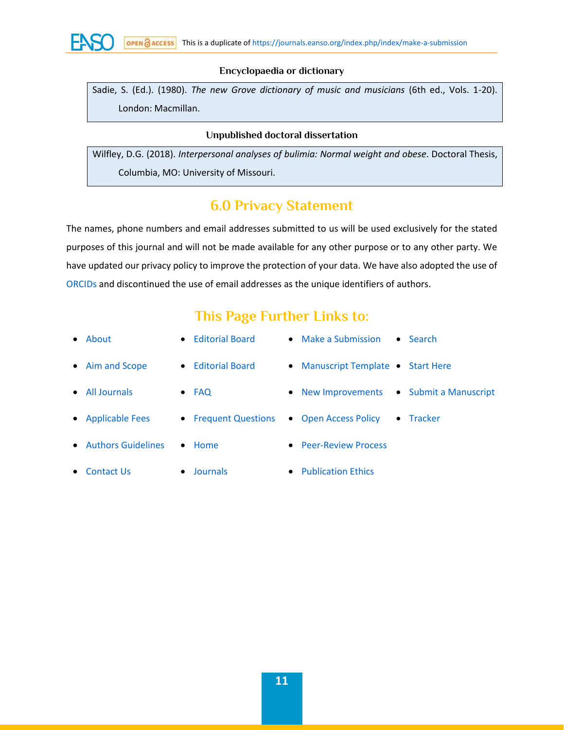#### Encyclopaedia or dictionary

> Sadie, S. (Ed.). (1980). *The new Grove dictionary of music and musicians* (6th ed., Vols. 1-20). London: Macmillan.

#### Unpublished doctoral dissertation

> Wilfley, D.G. (2018). *Interpersonal analyses of bulimia: Normal weight and obese*. Doctoral Thesis, Columbia, MO: University of Missouri.

## 6.0 Privacy Statement

The names, phone numbers and email addresses submitted to us will be used exclusively for the stated purposes of this journal and will not be made available for any other purpose or to any other party. We have updated our privacy policy to improve the protection of your data. We have also adopted the use of ORCIDs and discontinued the use of email addresses as the unique identifiers of authors.

## This Page Further Links to:

- About
- Aim and Scope
- All Journals
- Applicable Fees
- Authors Guidelines
- Contact Us
- Editorial Board
- Editorial Board
- FAQ
- Frequent Questions
- Home
- Journals
- Make a Submission
- Manuscript Template
- New Improvements
- Open Access Policy
- Peer-Review Process
- Publication Ethics
- Search
- Start Here
- Submit a Manuscript
- Tracker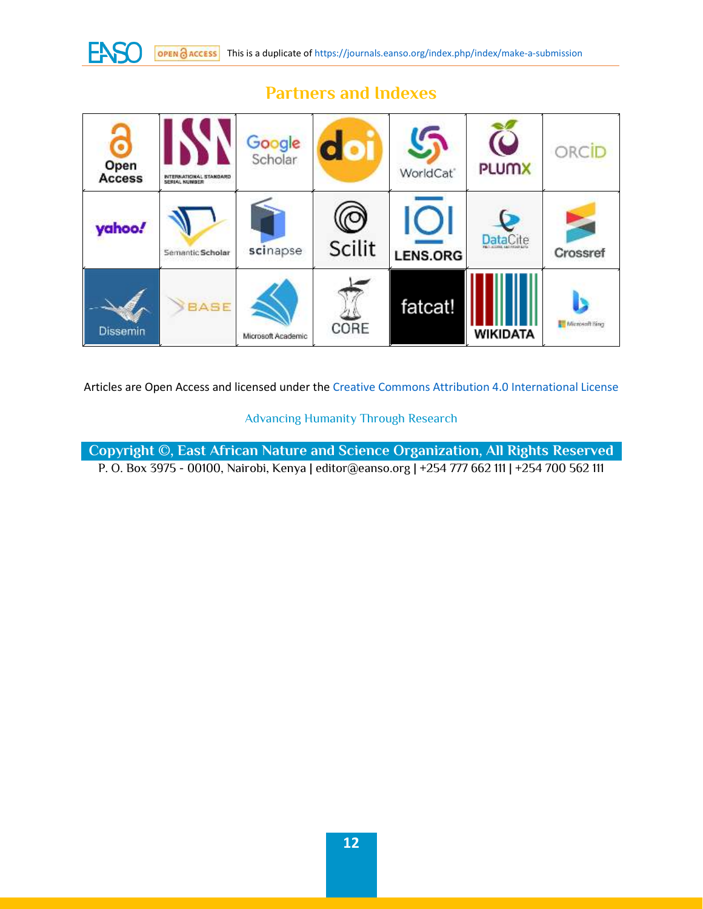## Partners and Indexes

| | | | | | | |
|---|---|---|---|---|---|---|
| Open Access | ISSN INTERNATIONAL STANDARD SERIAL NUMBER | Google Scholar | doi | WorldCat | PLUMX | ORCID |
| yahoo! | Semantic Scholar | scinapse | Scilit | LENS.ORG | DataCite | Crossref |
| Dissemin | BASE | Microsoft Academic | CORE | fatcat! | WIKIDATA | Microsoft Bing |

Articles are Open Access and licensed under the Creative Commons Attribution 4.0 International License

Advancing Humanity Through Research

**Copyright ©, East African Nature and Science Organization, All Rights Reserved**

P. O. Box 3975 - 00100, Nairobi, Kenya | editor@eanso.org | +254 777 662 111 | +254 700 562 111